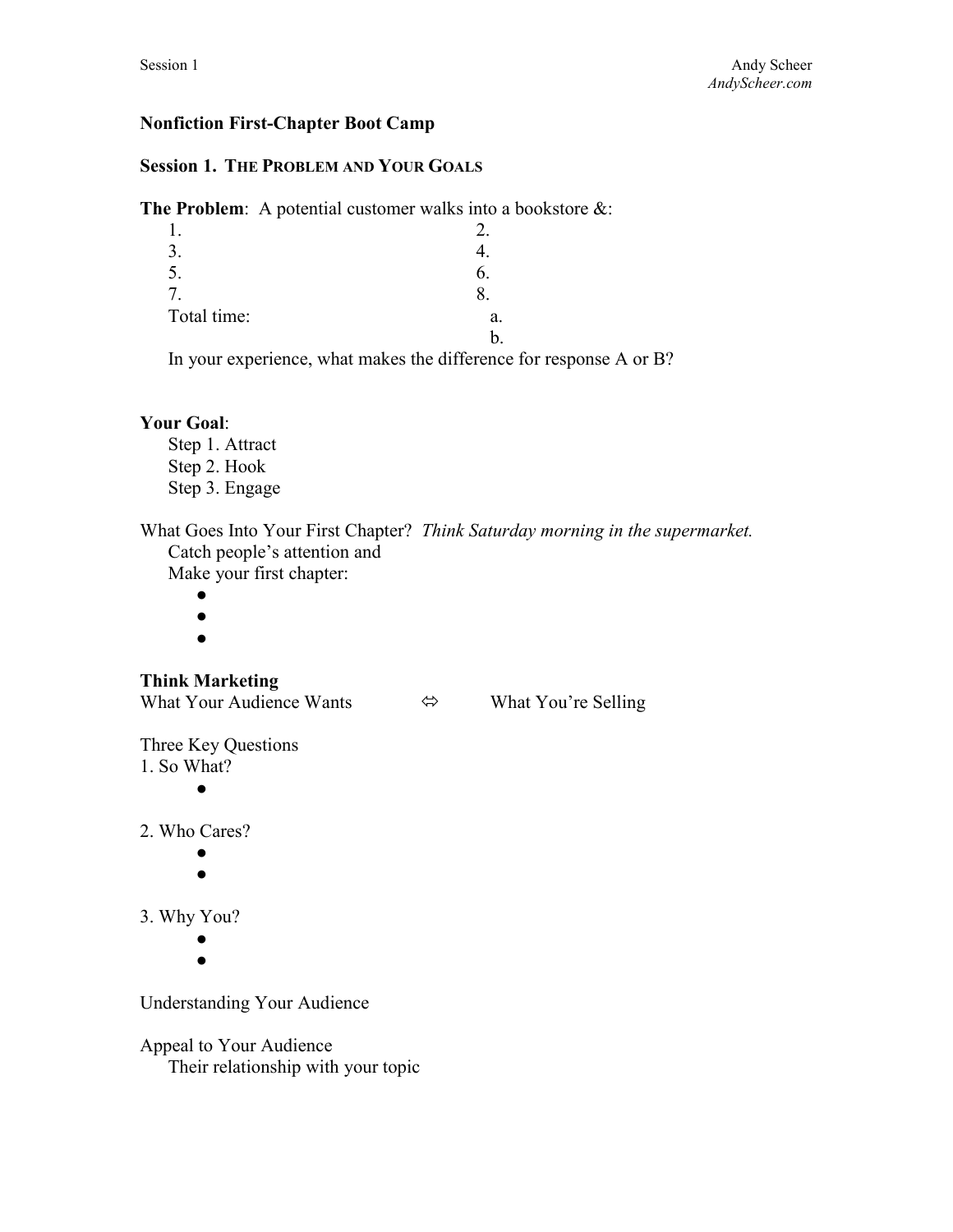Session 1 | Andy Scheer
*AndyScheer.com*

# Nonfiction First-Chapter Boot Camp

## Session 1. THE PROBLEM AND YOUR GOALS

**The Problem**: A potential customer walks into a bookstore &:

1. 
2. 
3. 
4. 
5. 
6. 
7. 
8. 

Total time:

a.

b.

In your experience, what makes the difference for response A or B?

**Your Goal**:

Step 1. Attract
Step 2. Hook
Step 3. Engage

What Goes Into Your First Chapter? *Think Saturday morning in the supermarket.*

Catch people's attention and
Make your first chapter:

- 
- 
- 

**Think Marketing**

What Your Audience Wants ⇔ What You're Selling

Three Key Questions

1. So What?
   - 

2. Who Cares?
   - 
   - 

3. Why You?
   - 
   - 

Understanding Your Audience

Appeal to Your Audience

Their relationship with your topic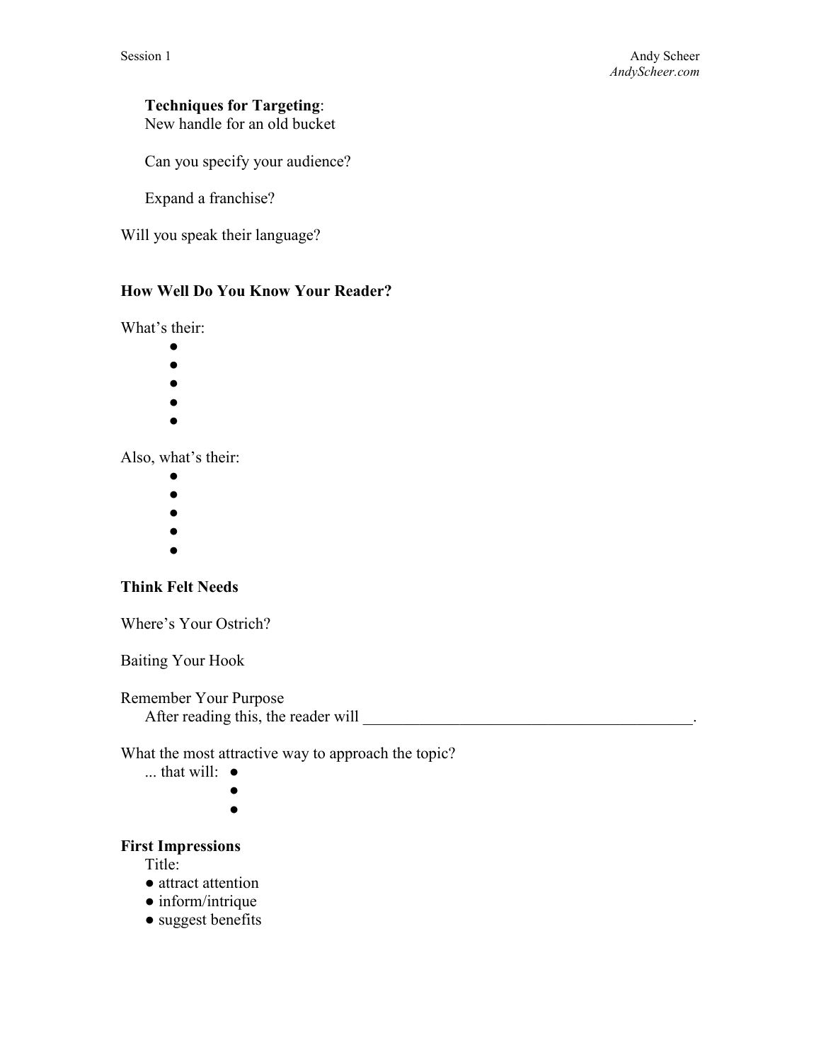**Techniques for Targeting**:
New handle for an old bucket

Can you specify your audience?

Expand a franchise?

Will you speak their language?

**How Well Do You Know Your Reader?**

What's their:

- 
- 
- 
- 
- 

Also, what's their:

- 
- 
- 
- 
- 

**Think Felt Needs**

Where's Your Ostrich?

Baiting Your Hook

Remember Your Purpose
After reading this, the reader will ________________________________________.

What the most attractive way to approach the topic?
... that will:

- 
- 
- 

**First Impressions**
Title:

- attract attention
- inform/intrique
- suggest benefits